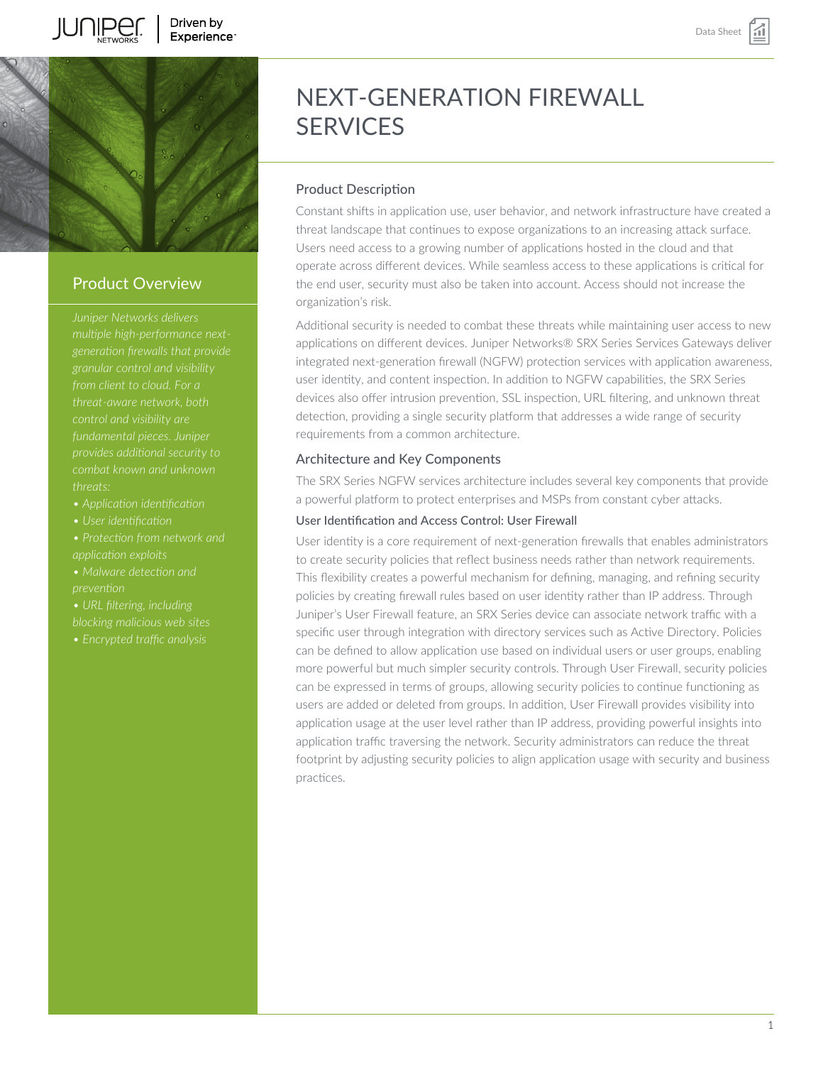# NEXT-GENERATION FIREWALL SERVICES

## Product Overview

*Juniper Networks delivers multiple high-performance next-generation firewalls that provide granular control and visibility from client to cloud. For a threat-aware network, both control and visibility are fundamental pieces. Juniper provides additional security to combat known and unknown threats:*

- *Application identification*
- *User identification*
- *Protection from network and application exploits*
- *Malware detection and prevention*
- *URL filtering, including blocking malicious web sites*
- *Encrypted traffic analysis*

## Product Description

Constant shifts in application use, user behavior, and network infrastructure have created a threat landscape that continues to expose organizations to an increasing attack surface. Users need access to a growing number of applications hosted in the cloud and that operate across different devices. While seamless access to these applications is critical for the end user, security must also be taken into account. Access should not increase the organization's risk.

Additional security is needed to combat these threats while maintaining user access to new applications on different devices. Juniper Networks® SRX Series Services Gateways deliver integrated next-generation firewall (NGFW) protection services with application awareness, user identity, and content inspection. In addition to NGFW capabilities, the SRX Series devices also offer intrusion prevention, SSL inspection, URL filtering, and unknown threat detection, providing a single security platform that addresses a wide range of security requirements from a common architecture.

## Architecture and Key Components

The SRX Series NGFW services architecture includes several key components that provide a powerful platform to protect enterprises and MSPs from constant cyber attacks.

### User Identification and Access Control: User Firewall

User identity is a core requirement of next-generation firewalls that enables administrators to create security policies that reflect business needs rather than network requirements. This flexibility creates a powerful mechanism for defining, managing, and refining security policies by creating firewall rules based on user identity rather than IP address. Through Juniper's User Firewall feature, an SRX Series device can associate network traffic with a specific user through integration with directory services such as Active Directory. Policies can be defined to allow application use based on individual users or user groups, enabling more powerful but much simpler security controls. Through User Firewall, security policies can be expressed in terms of groups, allowing security policies to continue functioning as users are added or deleted from groups. In addition, User Firewall provides visibility into application usage at the user level rather than IP address, providing powerful insights into application traffic traversing the network. Security administrators can reduce the threat footprint by adjusting security policies to align application usage with security and business practices.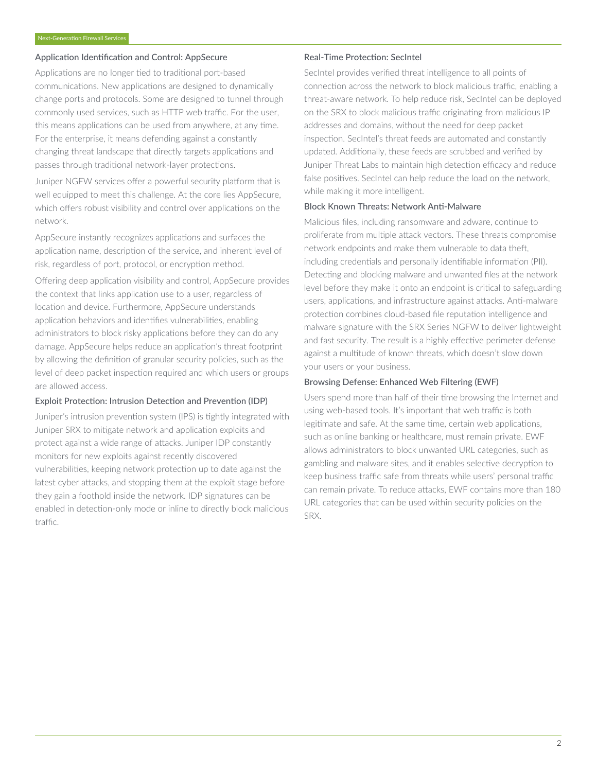### Application Identification and Control: AppSecure

Applications are no longer tied to traditional port-based communications. New applications are designed to dynamically change ports and protocols. Some are designed to tunnel through commonly used services, such as HTTP web traffic. For the user, this means applications can be used from anywhere, at any time. For the enterprise, it means defending against a constantly changing threat landscape that directly targets applications and passes through traditional network-layer protections.

Juniper NGFW services offer a powerful security platform that is well equipped to meet this challenge. At the core lies AppSecure, which offers robust visibility and control over applications on the network.

AppSecure instantly recognizes applications and surfaces the application name, description of the service, and inherent level of risk, regardless of port, protocol, or encryption method.

Offering deep application visibility and control, AppSecure provides the context that links application use to a user, regardless of location and device. Furthermore, AppSecure understands application behaviors and identifies vulnerabilities, enabling administrators to block risky applications before they can do any damage. AppSecure helps reduce an application's threat footprint by allowing the definition of granular security policies, such as the level of deep packet inspection required and which users or groups are allowed access.

### Exploit Protection: Intrusion Detection and Prevention (IDP)

Juniper's intrusion prevention system (IPS) is tightly integrated with Juniper SRX to mitigate network and application exploits and protect against a wide range of attacks. Juniper IDP constantly monitors for new exploits against recently discovered vulnerabilities, keeping network protection up to date against the latest cyber attacks, and stopping them at the exploit stage before they gain a foothold inside the network. IDP signatures can be enabled in detection-only mode or inline to directly block malicious traffic.

### Real-Time Protection: SecIntel

SecIntel provides verified threat intelligence to all points of connection across the network to block malicious traffic, enabling a threat-aware network. To help reduce risk, SecIntel can be deployed on the SRX to block malicious traffic originating from malicious IP addresses and domains, without the need for deep packet inspection. SecIntel's threat feeds are automated and constantly updated. Additionally, these feeds are scrubbed and verified by Juniper Threat Labs to maintain high detection efficacy and reduce false positives. SecIntel can help reduce the load on the network, while making it more intelligent.

### Block Known Threats: Network Anti-Malware

Malicious files, including ransomware and adware, continue to proliferate from multiple attack vectors. These threats compromise network endpoints and make them vulnerable to data theft, including credentials and personally identifiable information (PII). Detecting and blocking malware and unwanted files at the network level before they make it onto an endpoint is critical to safeguarding users, applications, and infrastructure against attacks. Anti-malware protection combines cloud-based file reputation intelligence and malware signature with the SRX Series NGFW to deliver lightweight and fast security. The result is a highly effective perimeter defense against a multitude of known threats, which doesn't slow down your users or your business.

### Browsing Defense: Enhanced Web Filtering (EWF)

Users spend more than half of their time browsing the Internet and using web-based tools. It's important that web traffic is both legitimate and safe. At the same time, certain web applications, such as online banking or healthcare, must remain private. EWF allows administrators to block unwanted URL categories, such as gambling and malware sites, and it enables selective decryption to keep business traffic safe from threats while users' personal traffic can remain private. To reduce attacks, EWF contains more than 180 URL categories that can be used within security policies on the SRX.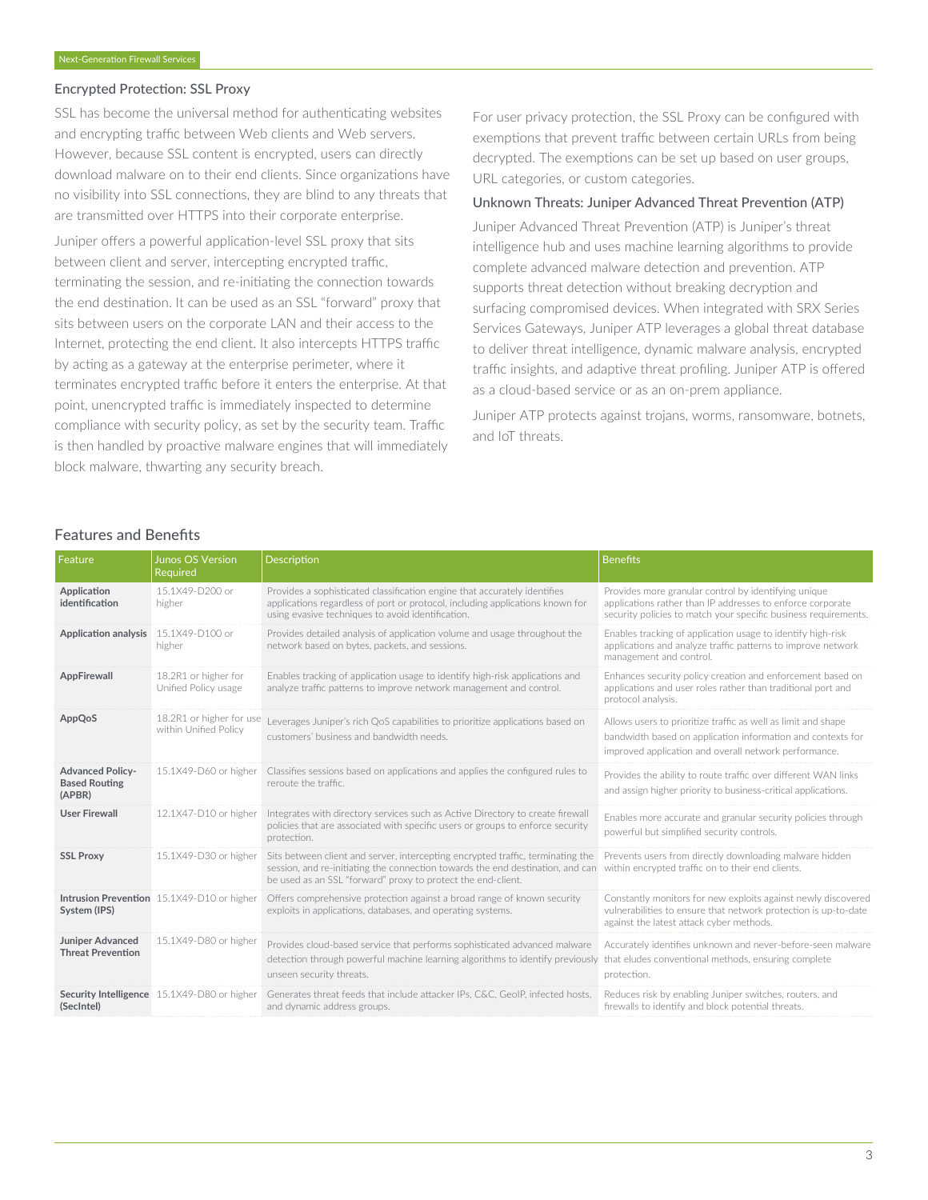## Encrypted Protection: SSL Proxy

SSL has become the universal method for authenticating websites and encrypting traffic between Web clients and Web servers. However, because SSL content is encrypted, users can directly download malware on to their end clients. Since organizations have no visibility into SSL connections, they are blind to any threats that are transmitted over HTTPS into their corporate enterprise.

Juniper offers a powerful application-level SSL proxy that sits between client and server, intercepting encrypted traffic, terminating the session, and re-initiating the connection towards the end destination. It can be used as an SSL "forward" proxy that sits between users on the corporate LAN and their access to the Internet, protecting the end client. It also intercepts HTTPS traffic by acting as a gateway at the enterprise perimeter, where it terminates encrypted traffic before it enters the enterprise. At that point, unencrypted traffic is immediately inspected to determine compliance with security policy, as set by the security team. Traffic is then handled by proactive malware engines that will immediately block malware, thwarting any security breach.

For user privacy protection, the SSL Proxy can be configured with exemptions that prevent traffic between certain URLs from being decrypted. The exemptions can be set up based on user groups, URL categories, or custom categories.

## Unknown Threats: Juniper Advanced Threat Prevention (ATP)

Juniper Advanced Threat Prevention (ATP) is Juniper's threat intelligence hub and uses machine learning algorithms to provide complete advanced malware detection and prevention. ATP supports threat detection without breaking decryption and surfacing compromised devices. When integrated with SRX Series Services Gateways, Juniper ATP leverages a global threat database to deliver threat intelligence, dynamic malware analysis, encrypted traffic insights, and adaptive threat profiling. Juniper ATP is offered as a cloud-based service or as an on-prem appliance.

Juniper ATP protects against trojans, worms, ransomware, botnets, and IoT threats.

## Features and Benefits

| Feature | Junos OS Version Required | Description | Benefits |
|---|---|---|---|
| **Application identification** | 15.1X49-D200 or higher | Provides a sophisticated classification engine that accurately identifies applications regardless of port or protocol, including applications known for using evasive techniques to avoid identification. | Provides more granular control by identifying unique applications rather than IP addresses to enforce corporate security policies to match your specific business requirements. |
| **Application analysis** | 15.1X49-D100 or higher | Provides detailed analysis of application volume and usage throughout the network based on bytes, packets, and sessions. | Enables tracking of application usage to identify high-risk applications and analyze traffic patterns to improve network management and control. |
| **AppFirewall** | 18.2R1 or higher for Unified Policy usage | Enables tracking of application usage to identify high-risk applications and analyze traffic patterns to improve network management and control. | Enhances security policy creation and enforcement based on applications and user roles rather than traditional port and protocol analysis. |
| **AppQoS** | 18.2R1 or higher for use within Unified Policy | Leverages Juniper's rich QoS capabilities to prioritize applications based on customers' business and bandwidth needs. | Allows users to prioritize traffic as well as limit and shape bandwidth based on application information and contexts for improved application and overall network performance. |
| **Advanced Policy-Based Routing (APBR)** | 15.1X49-D60 or higher | Classifies sessions based on applications and applies the configured rules to reroute the traffic. | Provides the ability to route traffic over different WAN links and assign higher priority to business-critical applications. |
| **User Firewall** | 12.1X47-D10 or higher | Integrates with directory services such as Active Directory to create firewall policies that are associated with specific users or groups to enforce security protection. | Enables more accurate and granular security policies through powerful but simplified security controls. |
| **SSL Proxy** | 15.1X49-D30 or higher | Sits between client and server, intercepting encrypted traffic, terminating the session, and re-initiating the connection towards the end destination, and can be used as an SSL "forward" proxy to protect the end-client. | Prevents users from directly downloading malware hidden within encrypted traffic on to their end clients. |
| **Intrusion Prevention System (IPS)** | 15.1X49-D10 or higher | Offers comprehensive protection against a broad range of known security exploits in applications, databases, and operating systems. | Constantly monitors for new exploits against newly discovered vulnerabilities to ensure that network protection is up-to-date against the latest attack cyber methods. |
| **Juniper Advanced Threat Prevention** | 15.1X49-D80 or higher | Provides cloud-based service that performs sophisticated advanced malware detection through powerful machine learning algorithms to identify previously unseen security threats. | Accurately identifies unknown and never-before-seen malware that eludes conventional methods, ensuring complete protection. |
| **Security Intelligence (SecIntel)** | 15.1X49-D80 or higher | Generates threat feeds that include attacker IPs, C&C, GeoIP, infected hosts, and dynamic address groups. | Reduces risk by enabling Juniper switches, routers, and firewalls to identify and block potential threats. |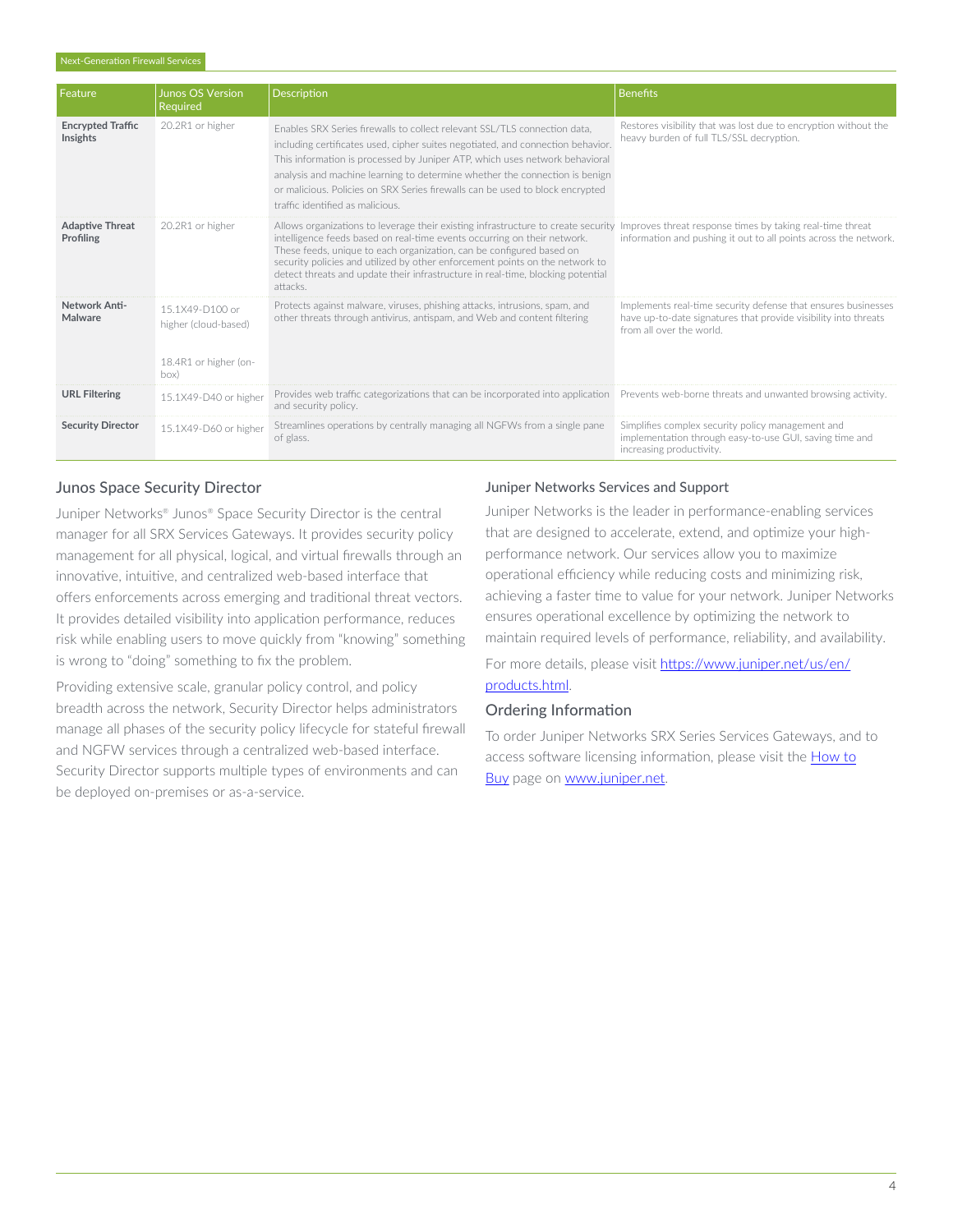| Feature | Junos OS Version Required | Description | Benefits |
|---|---|---|---|
| **Encrypted Traffic Insights** | 20.2R1 or higher | Enables SRX Series firewalls to collect relevant SSL/TLS connection data, including certificates used, cipher suites negotiated, and connection behavior. This information is processed by Juniper ATP, which uses network behavioral analysis and machine learning to determine whether the connection is benign or malicious. Policies on SRX Series firewalls can be used to block encrypted traffic identified as malicious. | Restores visibility that was lost due to encryption without the heavy burden of full TLS/SSL decryption. |
| **Adaptive Threat Profiling** | 20.2R1 or higher | Allows organizations to leverage their existing infrastructure to create security intelligence feeds based on real-time events occurring on their network. These feeds, unique to each organization, can be configured based on security policies and utilized by other enforcement points on the network to detect threats and update their infrastructure in real-time, blocking potential attacks. | Improves threat response times by taking real-time threat information and pushing it out to all points across the network. |
| **Network Anti-Malware** | 15.1X49-D100 or higher (cloud-based)<br><br>18.4R1 or higher (on-box) | Protects against malware, viruses, phishing attacks, intrusions, spam, and other threats through antivirus, antispam, and Web and content filtering | Implements real-time security defense that ensures businesses have up-to-date signatures that provide visibility into threats from all over the world. |
| **URL Filtering** | 15.1X49-D40 or higher | Provides web traffic categorizations that can be incorporated into application and security policy. | Prevents web-borne threats and unwanted browsing activity. |
| **Security Director** | 15.1X49-D60 or higher | Streamlines operations by centrally managing all NGFWs from a single pane of glass. | Simplifies complex security policy management and implementation through easy-to-use GUI, saving time and increasing productivity. |

## Junos Space Security Director

Juniper Networks® Junos® Space Security Director is the central manager for all SRX Services Gateways. It provides security policy management for all physical, logical, and virtual firewalls through an innovative, intuitive, and centralized web-based interface that offers enforcements across emerging and traditional threat vectors. It provides detailed visibility into application performance, reduces risk while enabling users to move quickly from "knowing" something is wrong to "doing" something to fix the problem.

Providing extensive scale, granular policy control, and policy breadth across the network, Security Director helps administrators manage all phases of the security policy lifecycle for stateful firewall and NGFW services through a centralized web-based interface. Security Director supports multiple types of environments and can be deployed on-premises or as-a-service.

### Juniper Networks Services and Support

Juniper Networks is the leader in performance-enabling services that are designed to accelerate, extend, and optimize your high-performance network. Our services allow you to maximize operational efficiency while reducing costs and minimizing risk, achieving a faster time to value for your network. Juniper Networks ensures operational excellence by optimizing the network to maintain required levels of performance, reliability, and availability.

For more details, please visit https://www.juniper.net/us/en/products.html.

## Ordering Information

To order Juniper Networks SRX Series Services Gateways, and to access software licensing information, please visit the How to Buy page on www.juniper.net.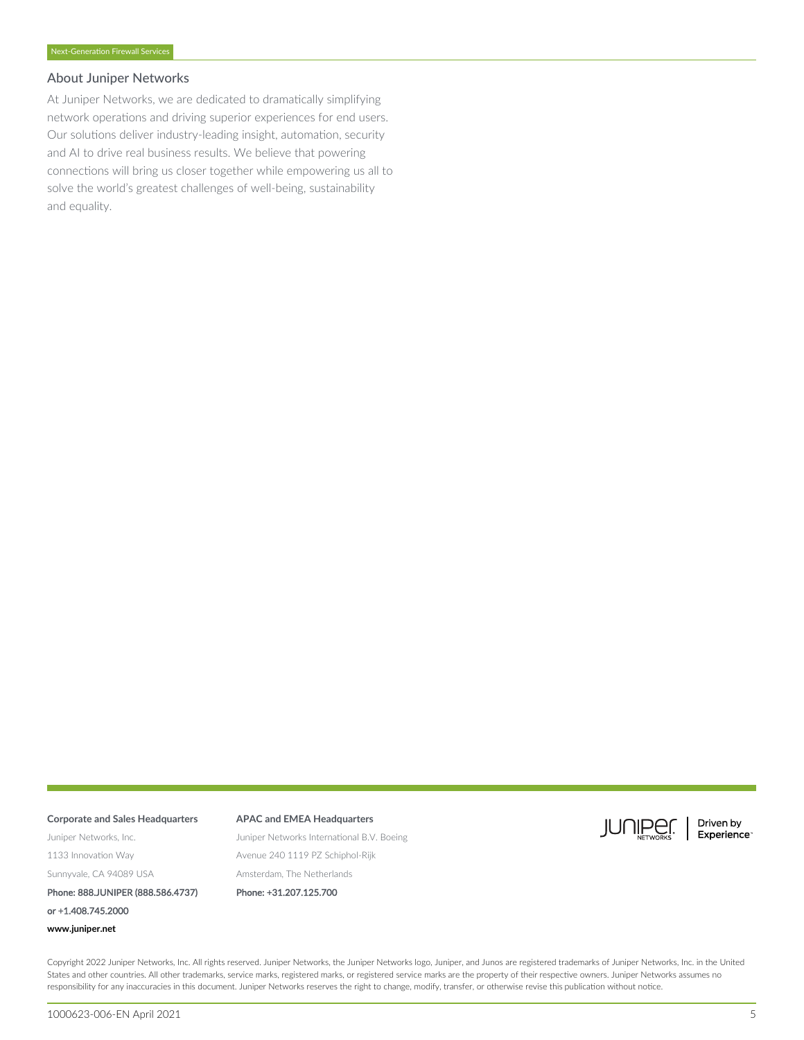## About Juniper Networks

At Juniper Networks, we are dedicated to dramatically simplifying network operations and driving superior experiences for end users. Our solutions deliver industry-leading insight, automation, security and AI to drive real business results. We believe that powering connections will bring us closer together while empowering us all to solve the world's greatest challenges of well-being, sustainability and equality.

**Corporate and Sales Headquarters**

Juniper Networks, Inc.

1133 Innovation Way

Sunnyvale, CA 94089 USA

**Phone: 888.JUNIPER (888.586.4737)**

**or +1.408.745.2000**

**www.juniper.net**

**APAC and EMEA Headquarters**

Juniper Networks International B.V. Boeing

Avenue 240 1119 PZ Schiphol-Rijk

Amsterdam, The Netherlands

**Phone: +31.207.125.700**

Copyright 2022 Juniper Networks, Inc. All rights reserved. Juniper Networks, the Juniper Networks logo, Juniper, and Junos are registered trademarks of Juniper Networks, Inc. in the United States and other countries. All other trademarks, service marks, registered marks, or registered service marks are the property of their respective owners. Juniper Networks assumes no responsibility for any inaccuracies in this document. Juniper Networks reserves the right to change, modify, transfer, or otherwise revise this publication without notice.

1000623-006-EN April 2021